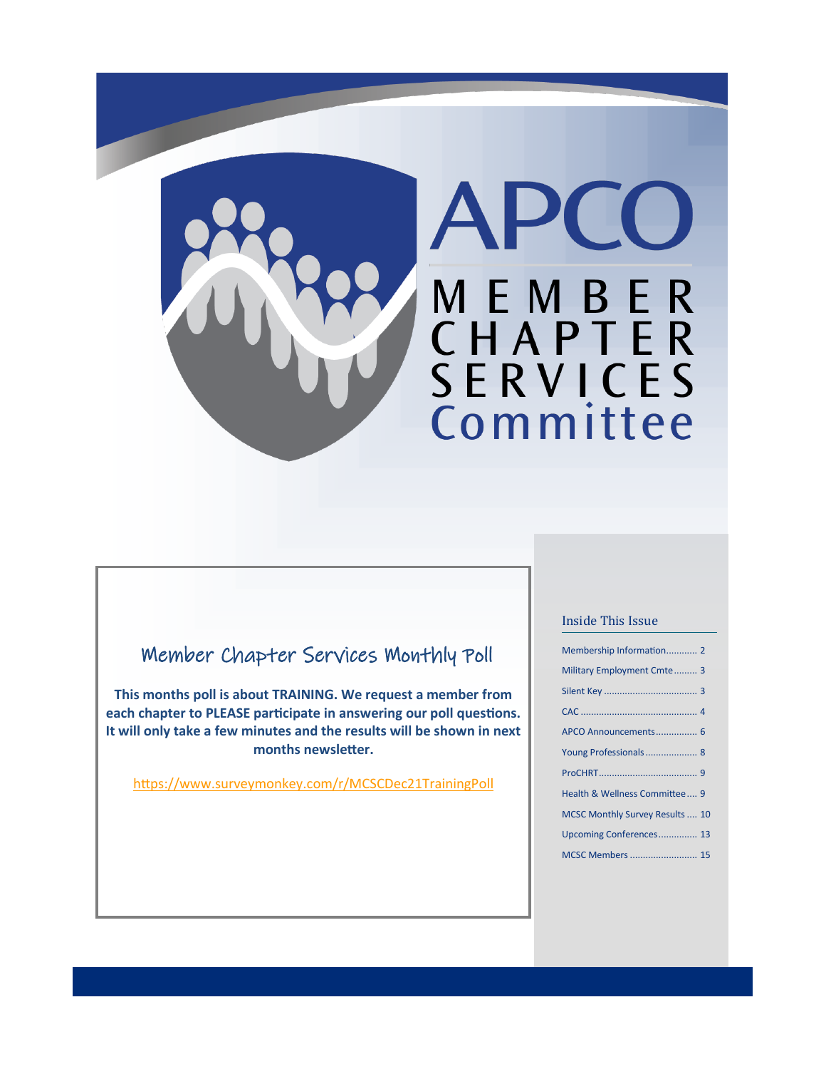# APCO MEMBER CHAPTER SERVICES Committee

## Member Chapter Services Monthly Poll

**This months poll is about TRAINING. We request a member from each chapter to PLEASE participate in answering our poll questions. It will only take a few minutes and the results will be shown in next months newsletter.**

https://www.surveymonkey.com/r/MCSCDec21TrainingPoll

### Inside This Issue

| | |
|---|---|
| Membership Information | 2 |
| Military Employment Cmte | 3 |
| Silent Key | 3 |
| CAC | 4 |
| APCO Announcements | 6 |
| Young Professionals | 8 |
| ProCHRT | 9 |
| Health & Wellness Committee | 9 |
| MCSC Monthly Survey Results | 10 |
| Upcoming Conferences | 13 |
| MCSC Members | 15 |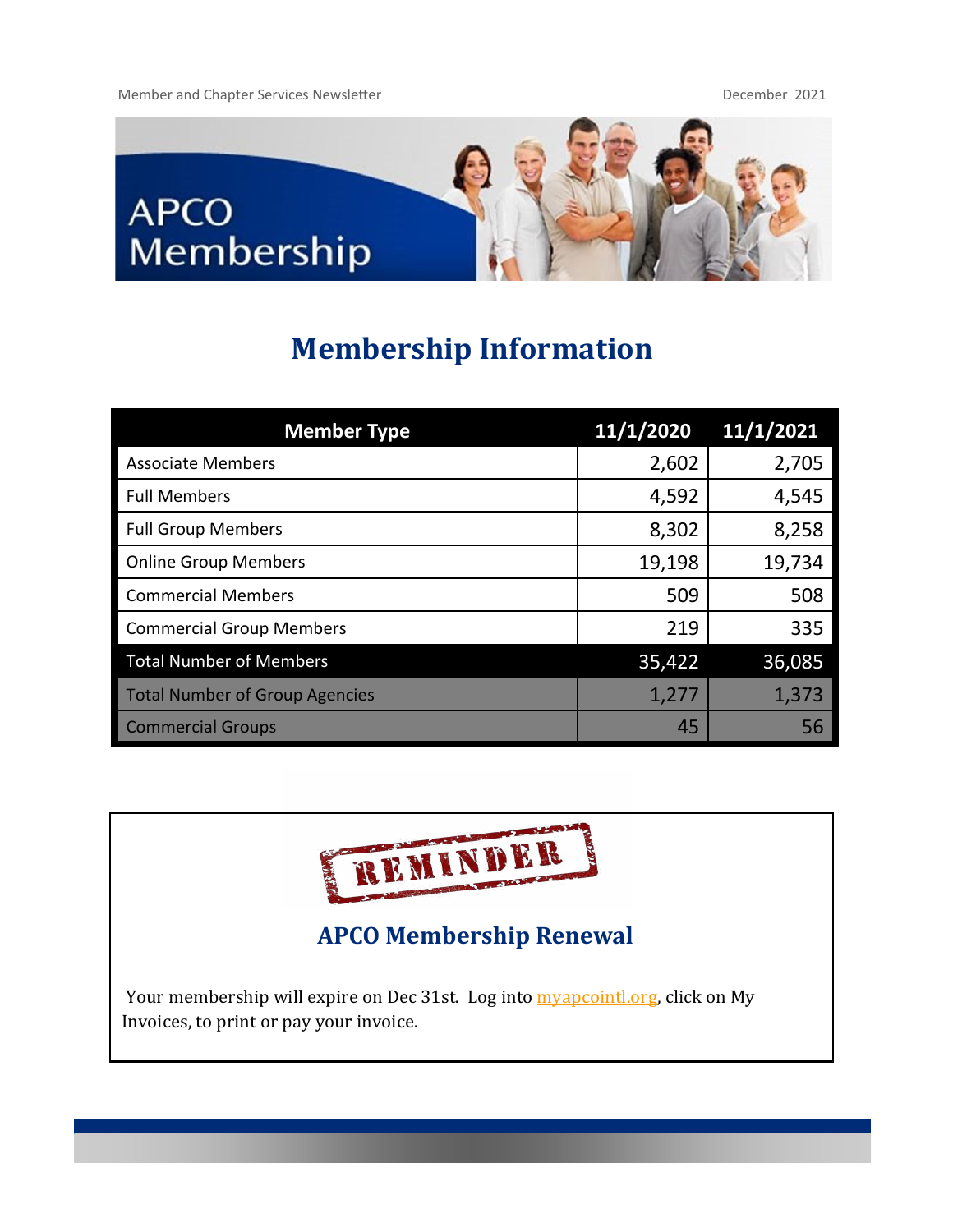# APCO Membership

## Membership Information

| Member Type | 11/1/2020 | 11/1/2021 |
| --- | --- | --- |
| Associate Members | 2,602 | 2,705 |
| Full Members | 4,592 | 4,545 |
| Full Group Members | 8,302 | 8,258 |
| Online Group Members | 19,198 | 19,734 |
| Commercial Members | 509 | 508 |
| Commercial Group Members | 219 | 335 |
| Total Number of Members | 35,422 | 36,085 |
| Total Number of Group Agencies | 1,277 | 1,373 |
| Commercial Groups | 45 | 56 |

REMINDER

### APCO Membership Renewal

Your membership will expire on Dec 31st. Log into myapcointl.org, click on My Invoices, to print or pay your invoice.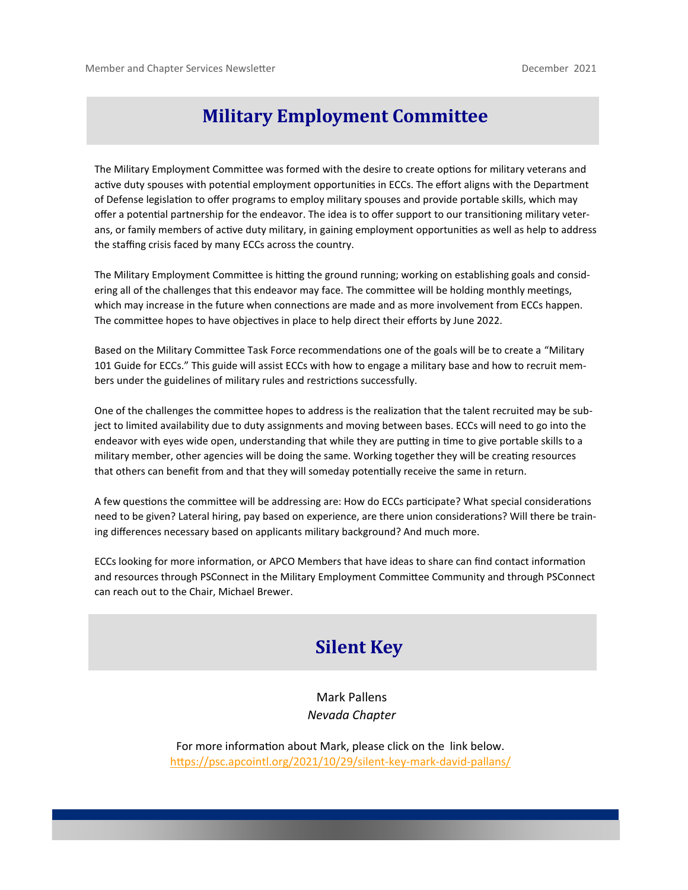# Military Employment Committee

The Military Employment Committee was formed with the desire to create options for military veterans and active duty spouses with potential employment opportunities in ECCs. The effort aligns with the Department of Defense legislation to offer programs to employ military spouses and provide portable skills, which may offer a potential partnership for the endeavor. The idea is to offer support to our transitioning military veterans, or family members of active duty military, in gaining employment opportunities as well as help to address the staffing crisis faced by many ECCs across the country.

The Military Employment Committee is hitting the ground running; working on establishing goals and considering all of the challenges that this endeavor may face. The committee will be holding monthly meetings, which may increase in the future when connections are made and as more involvement from ECCs happen. The committee hopes to have objectives in place to help direct their efforts by June 2022.

Based on the Military Committee Task Force recommendations one of the goals will be to create a "Military 101 Guide for ECCs." This guide will assist ECCs with how to engage a military base and how to recruit members under the guidelines of military rules and restrictions successfully.

One of the challenges the committee hopes to address is the realization that the talent recruited may be subject to limited availability due to duty assignments and moving between bases. ECCs will need to go into the endeavor with eyes wide open, understanding that while they are putting in time to give portable skills to a military member, other agencies will be doing the same. Working together they will be creating resources that others can benefit from and that they will someday potentially receive the same in return.

A few questions the committee will be addressing are: How do ECCs participate? What special considerations need to be given? Lateral hiring, pay based on experience, are there union considerations? Will there be training differences necessary based on applicants military background? And much more.

ECCs looking for more information, or APCO Members that have ideas to share can find contact information and resources through PSConnect in the Military Employment Committee Community and through PSConnect can reach out to the Chair, Michael Brewer.

# Silent Key

Mark Pallens

*Nevada Chapter*

For more information about Mark, please click on the link below.
https://psc.apcointl.org/2021/10/29/silent-key-mark-david-pallans/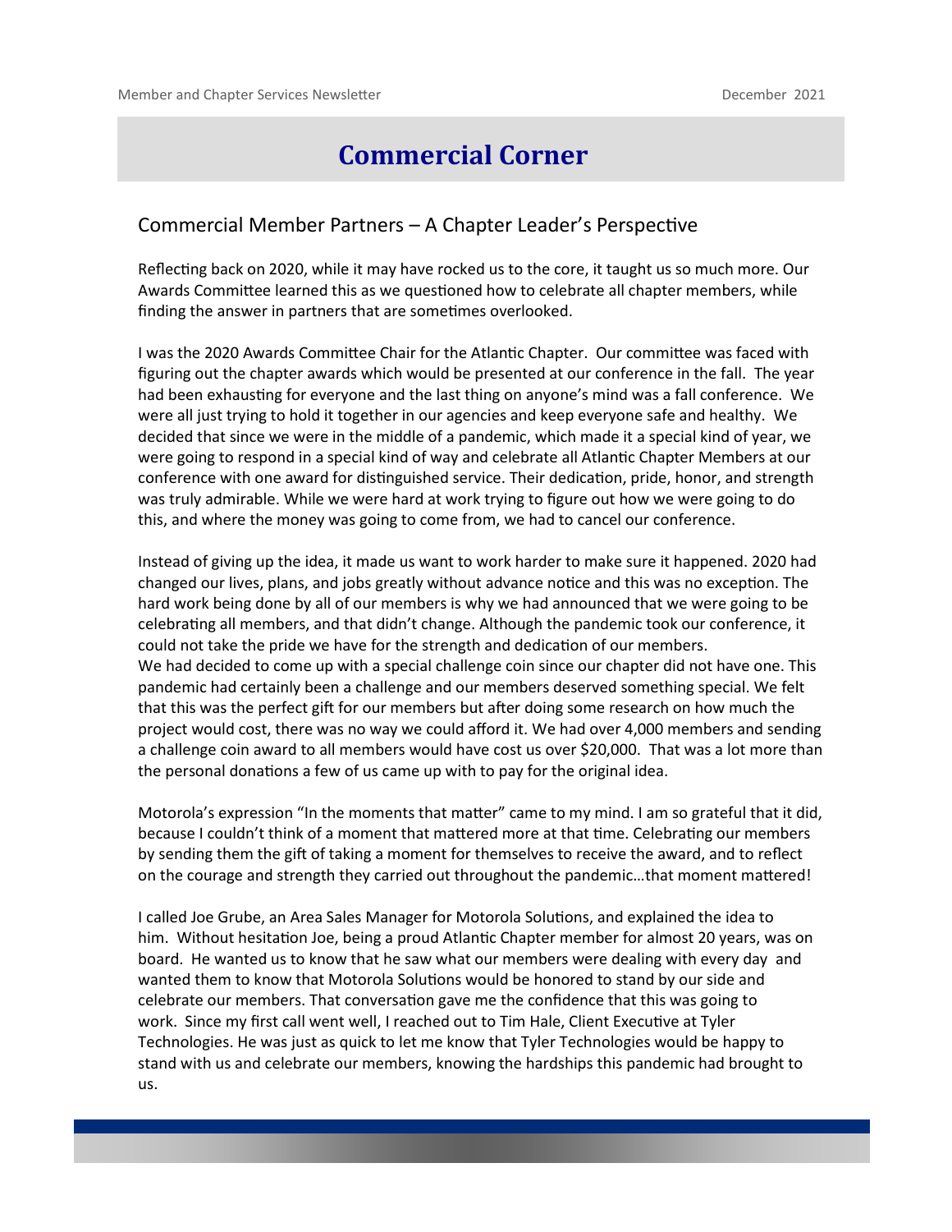# Commercial Corner

## Commercial Member Partners – A Chapter Leader's Perspective

Reflecting back on 2020, while it may have rocked us to the core, it taught us so much more. Our Awards Committee learned this as we questioned how to celebrate all chapter members, while finding the answer in partners that are sometimes overlooked.

I was the 2020 Awards Committee Chair for the Atlantic Chapter. Our committee was faced with figuring out the chapter awards which would be presented at our conference in the fall. The year had been exhausting for everyone and the last thing on anyone's mind was a fall conference. We were all just trying to hold it together in our agencies and keep everyone safe and healthy. We decided that since we were in the middle of a pandemic, which made it a special kind of year, we were going to respond in a special kind of way and celebrate all Atlantic Chapter Members at our conference with one award for distinguished service. Their dedication, pride, honor, and strength was truly admirable. While we were hard at work trying to figure out how we were going to do this, and where the money was going to come from, we had to cancel our conference.

Instead of giving up the idea, it made us want to work harder to make sure it happened. 2020 had changed our lives, plans, and jobs greatly without advance notice and this was no exception. The hard work being done by all of our members is why we had announced that we were going to be celebrating all members, and that didn't change. Although the pandemic took our conference, it could not take the pride we have for the strength and dedication of our members.
We had decided to come up with a special challenge coin since our chapter did not have one. This pandemic had certainly been a challenge and our members deserved something special. We felt that this was the perfect gift for our members but after doing some research on how much the project would cost, there was no way we could afford it. We had over 4,000 members and sending a challenge coin award to all members would have cost us over $20,000. That was a lot more than the personal donations a few of us came up with to pay for the original idea.

Motorola's expression "In the moments that matter" came to my mind. I am so grateful that it did, because I couldn't think of a moment that mattered more at that time. Celebrating our members by sending them the gift of taking a moment for themselves to receive the award, and to reflect on the courage and strength they carried out throughout the pandemic…that moment mattered!

I called Joe Grube, an Area Sales Manager for Motorola Solutions, and explained the idea to him. Without hesitation Joe, being a proud Atlantic Chapter member for almost 20 years, was on board. He wanted us to know that he saw what our members were dealing with every day and wanted them to know that Motorola Solutions would be honored to stand by our side and celebrate our members. That conversation gave me the confidence that this was going to work. Since my first call went well, I reached out to Tim Hale, Client Executive at Tyler Technologies. He was just as quick to let me know that Tyler Technologies would be happy to stand with us and celebrate our members, knowing the hardships this pandemic had brought to us.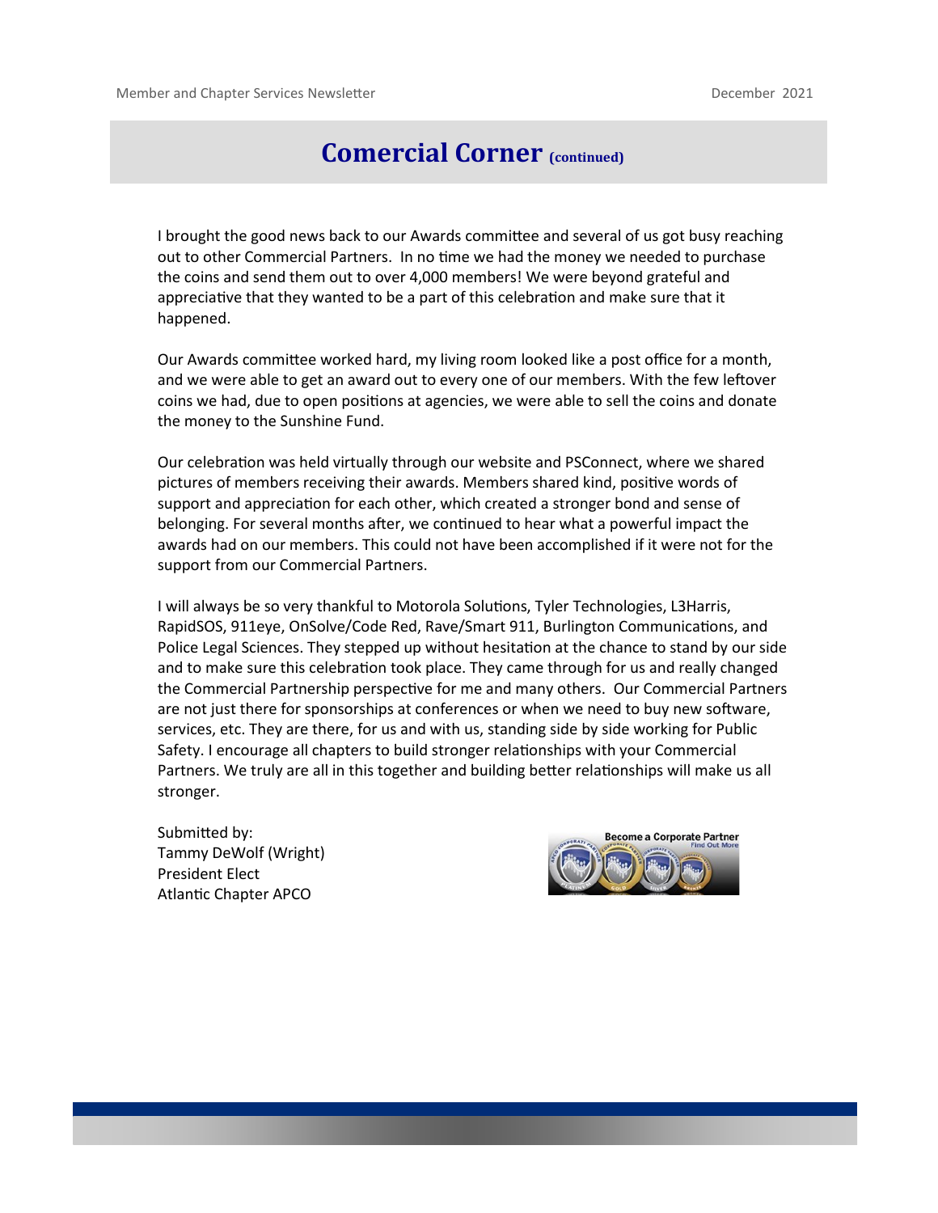# Comercial Corner (continued)

I brought the good news back to our Awards committee and several of us got busy reaching out to other Commercial Partners. In no time we had the money we needed to purchase the coins and send them out to over 4,000 members! We were beyond grateful and appreciative that they wanted to be a part of this celebration and make sure that it happened.

Our Awards committee worked hard, my living room looked like a post office for a month, and we were able to get an award out to every one of our members. With the few leftover coins we had, due to open positions at agencies, we were able to sell the coins and donate the money to the Sunshine Fund.

Our celebration was held virtually through our website and PSConnect, where we shared pictures of members receiving their awards. Members shared kind, positive words of support and appreciation for each other, which created a stronger bond and sense of belonging. For several months after, we continued to hear what a powerful impact the awards had on our members. This could not have been accomplished if it were not for the support from our Commercial Partners.

I will always be so very thankful to Motorola Solutions, Tyler Technologies, L3Harris, RapidSOS, 911eye, OnSolve/Code Red, Rave/Smart 911, Burlington Communications, and Police Legal Sciences. They stepped up without hesitation at the chance to stand by our side and to make sure this celebration took place. They came through for us and really changed the Commercial Partnership perspective for me and many others. Our Commercial Partners are not just there for sponsorships at conferences or when we need to buy new software, services, etc. They are there, for us and with us, standing side by side working for Public Safety. I encourage all chapters to build stronger relationships with your Commercial Partners. We truly are all in this together and building better relationships will make us all stronger.

Submitted by:
Tammy DeWolf (Wright)
President Elect
Atlantic Chapter APCO

Become a Corporate Partner
Find Out More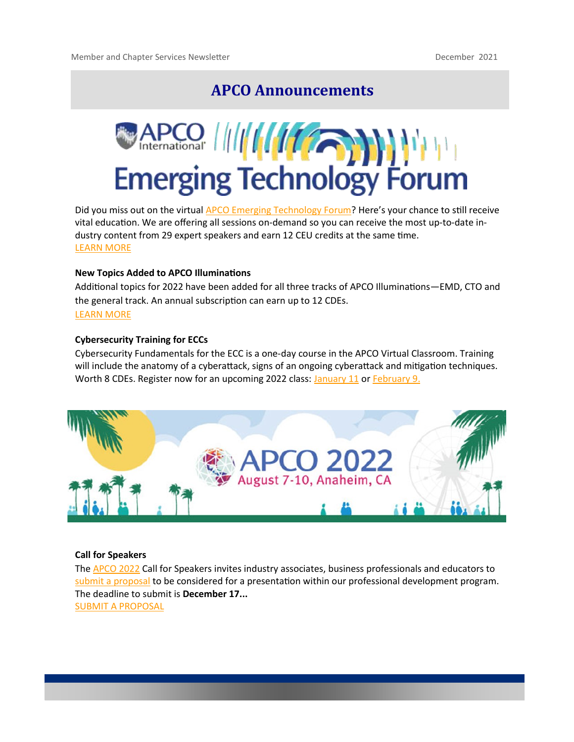# APCO Announcements

APCO International Emerging Technology Forum

Did you miss out on the virtual APCO Emerging Technology Forum? Here's your chance to still receive vital education. We are offering all sessions on-demand so you can receive the most up-to-date industry content from 29 expert speakers and earn 12 CEU credits at the same time.
LEARN MORE

**New Topics Added to APCO Illuminations**

Additional topics for 2022 have been added for all three tracks of APCO Illuminations—EMD, CTO and the general track. An annual subscription can earn up to 12 CDEs.
LEARN MORE

**Cybersecurity Training for ECCs**

Cybersecurity Fundamentals for the ECC is a one-day course in the APCO Virtual Classroom. Training will include the anatomy of a cyberattack, signs of an ongoing cyberattack and mitigation techniques. Worth 8 CDEs. Register now for an upcoming 2022 class: January 11 or February 9.

APCO 2022
August 7-10, Anaheim, CA

**Call for Speakers**

The APCO 2022 Call for Speakers invites industry associates, business professionals and educators to submit a proposal to be considered for a presentation within our professional development program. The deadline to submit is **December 17...**
SUBMIT A PROPOSAL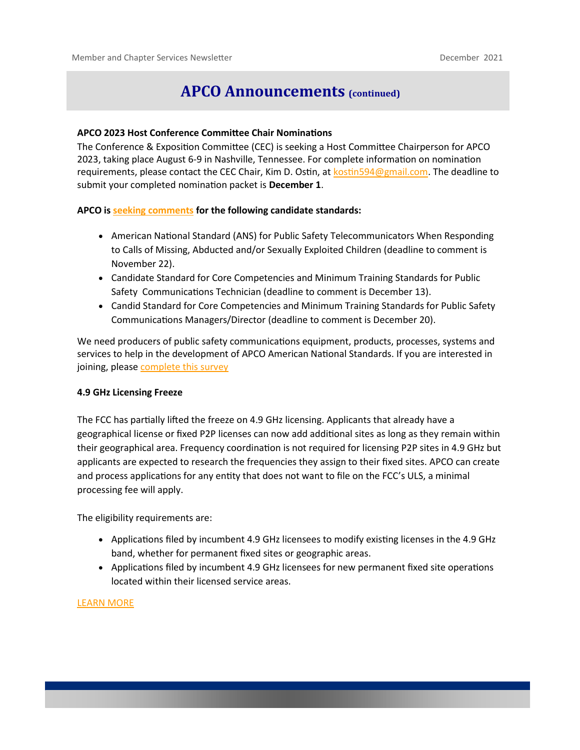# APCO Announcements (continued)

**APCO 2023 Host Conference Committee Chair Nominations**

The Conference & Exposition Committee (CEC) is seeking a Host Committee Chairperson for APCO 2023, taking place August 6-9 in Nashville, Tennessee. For complete information on nomination requirements, please contact the CEC Chair, Kim D. Ostin, at kostin594@gmail.com. The deadline to submit your completed nomination packet is **December 1**.

**APCO is seeking comments for the following candidate standards:**

- American National Standard (ANS) for Public Safety Telecommunicators When Responding to Calls of Missing, Abducted and/or Sexually Exploited Children (deadline to comment is November 22).
- Candidate Standard for Core Competencies and Minimum Training Standards for Public Safety Communications Technician (deadline to comment is December 13).
- Candid Standard for Core Competencies and Minimum Training Standards for Public Safety Communications Managers/Director (deadline to comment is December 20).

We need producers of public safety communications equipment, products, processes, systems and services to help in the development of APCO American National Standards. If you are interested in joining, please complete this survey

**4.9 GHz Licensing Freeze**

The FCC has partially lifted the freeze on 4.9 GHz licensing. Applicants that already have a geographical license or fixed P2P licenses can now add additional sites as long as they remain within their geographical area. Frequency coordination is not required for licensing P2P sites in 4.9 GHz but applicants are expected to research the frequencies they assign to their fixed sites. APCO can create and process applications for any entity that does not want to file on the FCC's ULS, a minimal processing fee will apply.

The eligibility requirements are:

- Applications filed by incumbent 4.9 GHz licensees to modify existing licenses in the 4.9 GHz band, whether for permanent fixed sites or geographic areas.
- Applications filed by incumbent 4.9 GHz licensees for new permanent fixed site operations located within their licensed service areas.

LEARN MORE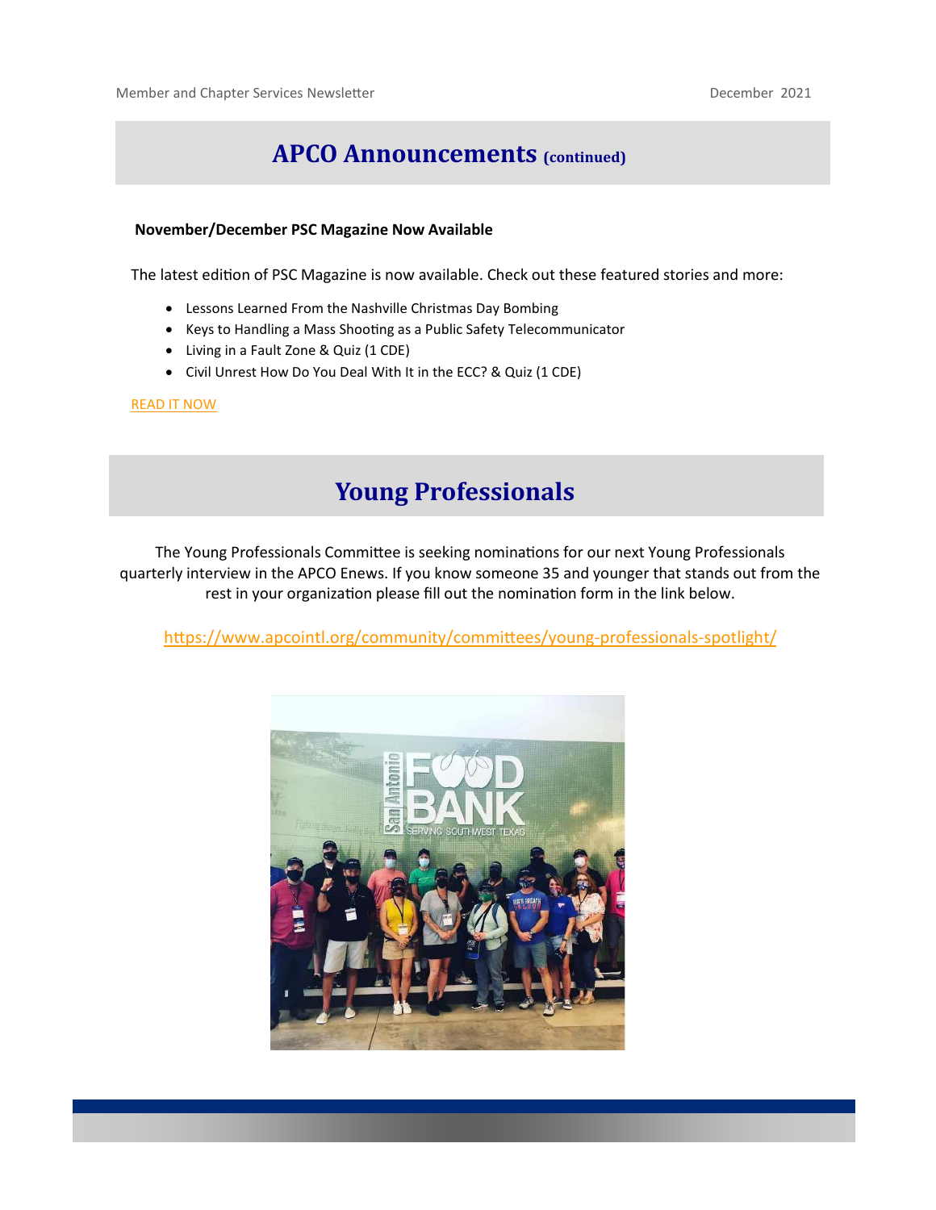# APCO Announcements (continued)

**November/December PSC Magazine Now Available**

The latest edition of PSC Magazine is now available. Check out these featured stories and more:

- Lessons Learned From the Nashville Christmas Day Bombing
- Keys to Handling a Mass Shooting as a Public Safety Telecommunicator
- Living in a Fault Zone & Quiz (1 CDE)
- Civil Unrest How Do You Deal With It in the ECC? & Quiz (1 CDE)

READ IT NOW

# Young Professionals

The Young Professionals Committee is seeking nominations for our next Young Professionals quarterly interview in the APCO Enews. If you know someone 35 and younger that stands out from the rest in your organization please fill out the nomination form in the link below.

https://www.apcointl.org/community/committees/young-professionals-spotlight/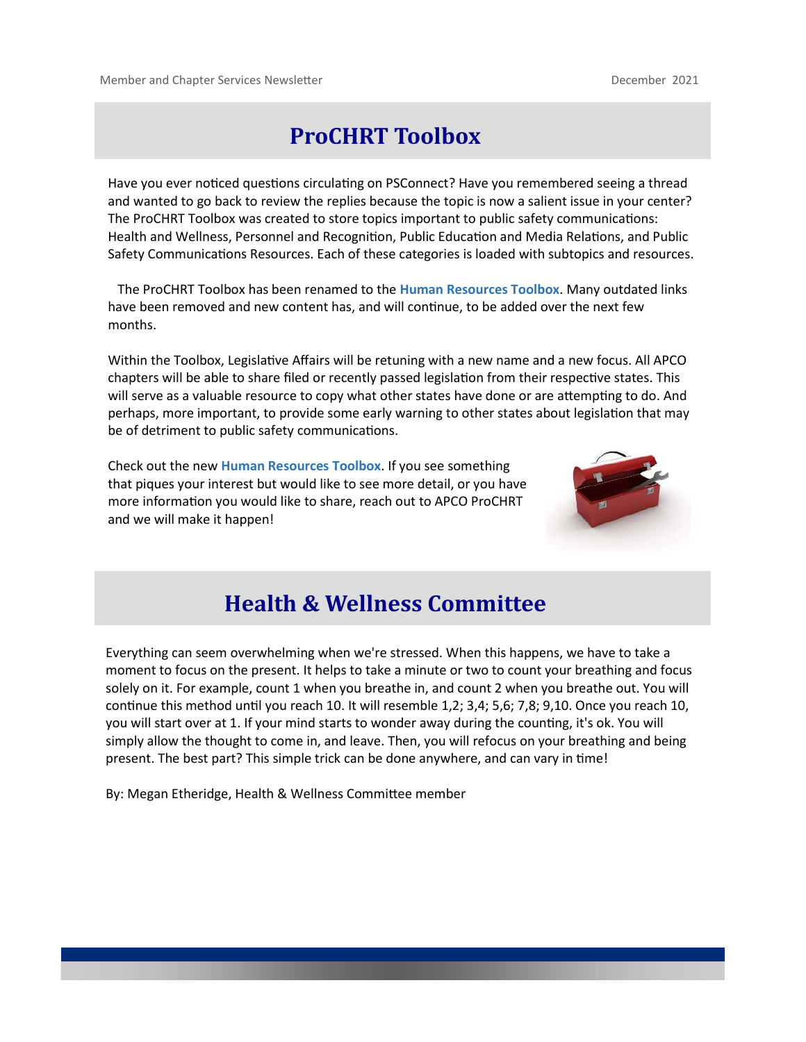# ProCHRT Toolbox

Have you ever noticed questions circulating on PSConnect? Have you remembered seeing a thread and wanted to go back to review the replies because the topic is now a salient issue in your center? The ProCHRT Toolbox was created to store topics important to public safety communications: Health and Wellness, Personnel and Recognition, Public Education and Media Relations, and Public Safety Communications Resources. Each of these categories is loaded with subtopics and resources.

The ProCHRT Toolbox has been renamed to the **Human Resources Toolbox**. Many outdated links have been removed and new content has, and will continue, to be added over the next few months.

Within the Toolbox, Legislative Affairs will be retuning with a new name and a new focus. All APCO chapters will be able to share filed or recently passed legislation from their respective states. This will serve as a valuable resource to copy what other states have done or are attempting to do. And perhaps, more important, to provide some early warning to other states about legislation that may be of detriment to public safety communications.

Check out the new **Human Resources Toolbox**. If you see something that piques your interest but would like to see more detail, or you have more information you would like to share, reach out to APCO ProCHRT and we will make it happen!

# Health & Wellness Committee

Everything can seem overwhelming when we're stressed. When this happens, we have to take a moment to focus on the present. It helps to take a minute or two to count your breathing and focus solely on it. For example, count 1 when you breathe in, and count 2 when you breathe out. You will continue this method until you reach 10. It will resemble 1,2; 3,4; 5,6; 7,8; 9,10. Once you reach 10, you will start over at 1. If your mind starts to wonder away during the counting, it's ok. You will simply allow the thought to come in, and leave. Then, you will refocus on your breathing and being present. The best part? This simple trick can be done anywhere, and can vary in time!

By: Megan Etheridge, Health & Wellness Committee member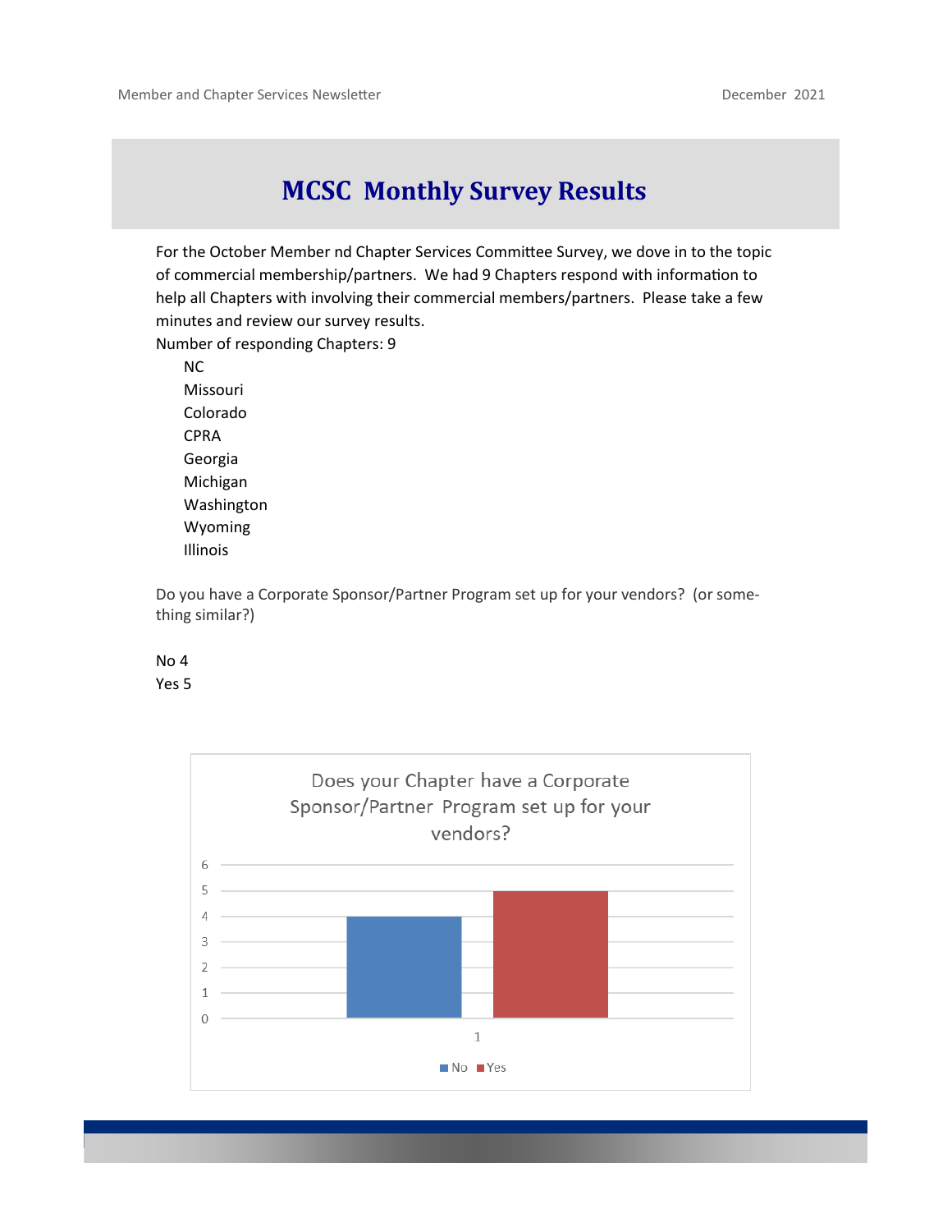# MCSC Monthly Survey Results

For the October Member nd Chapter Services Committee Survey, we dove in to the topic of commercial membership/partners. We had 9 Chapters respond with information to help all Chapters with involving their commercial members/partners. Please take a few minutes and review our survey results.

Number of responding Chapters: 9

- NC
- Missouri
- Colorado
- CPRA
- Georgia
- Michigan
- Washington
- Wyoming
- Illinois

Do you have a Corporate Sponsor/Partner Program set up for your vendors? (or something similar?)

No 4
Yes 5

Does your Chapter have a Corporate Sponsor/Partner Program set up for your vendors?

| | No | Yes |
|---|---|---|
| 1 | 4 | 5 |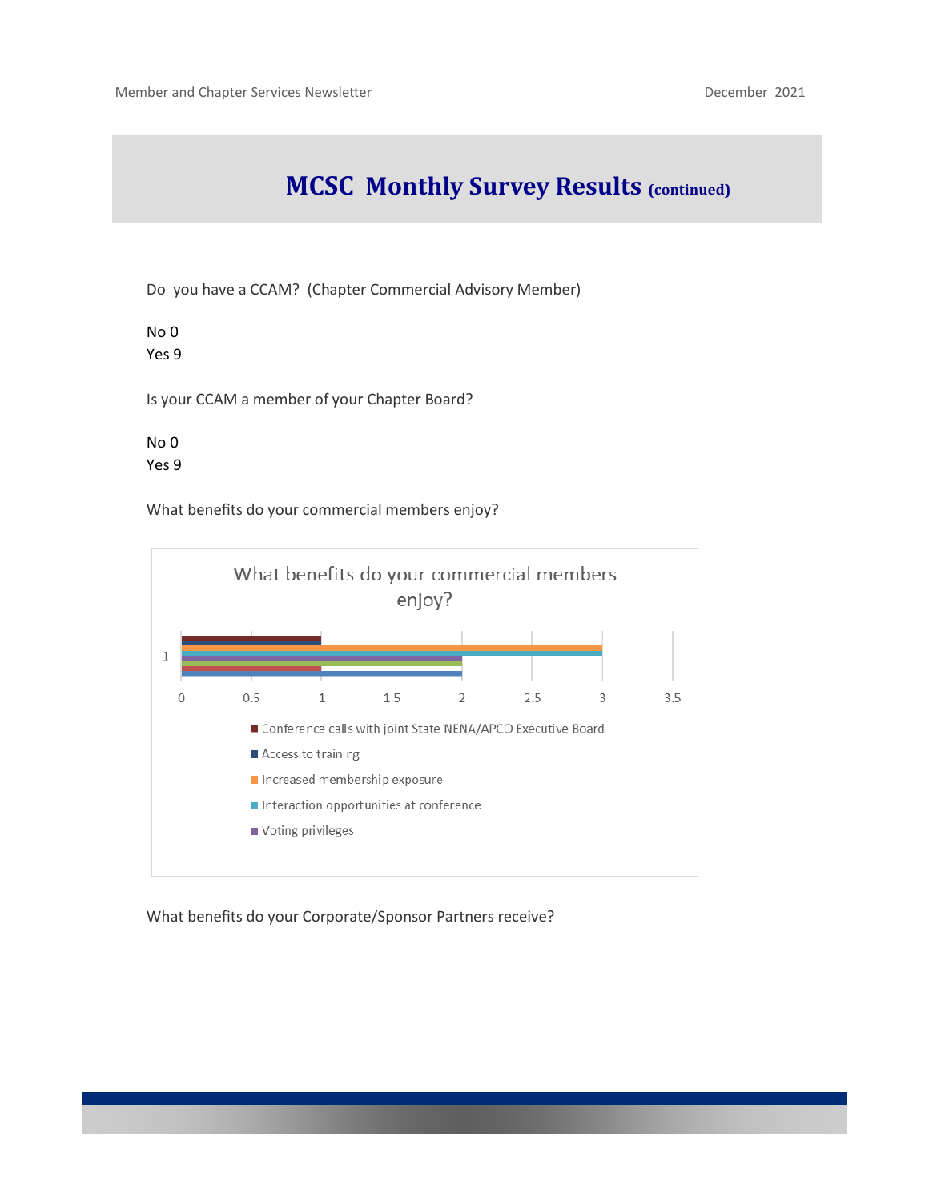# MCSC Monthly Survey Results (continued)

Do you have a CCAM? (Chapter Commercial Advisory Member)

No 0
Yes 9

Is your CCAM a member of your Chapter Board?

No 0
Yes 9

What benefits do your commercial members enjoy?

What benefits do your commercial members enjoy?

| Benefit | Value |
|---|---|
| Conference calls with joint State NENA/APCO Executive Board | 1 |
| Access to training | 1 |
| Increased membership exposure | 3 |
| Interaction opportunities at conference | 3 |
| Voting privileges | 2 |

What benefits do your Corporate/Sponsor Partners receive?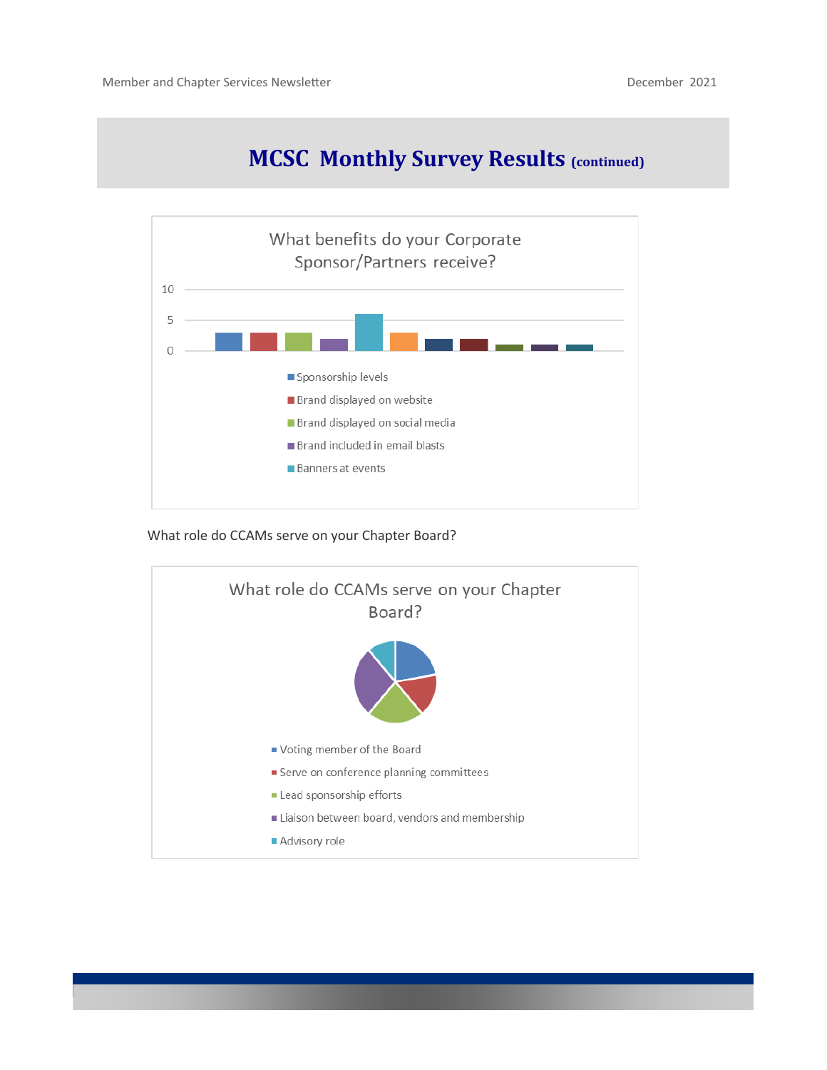# MCSC Monthly Survey Results (continued)

What benefits do your Corporate Sponsor/Partners receive?

10

5

0

- Sponsorship levels
- Brand displayed on website
- Brand displayed on social media
- Brand included in email blasts
- Banners at events

What role do CCAMs serve on your Chapter Board?

What role do CCAMs serve on your Chapter Board?

- Voting member of the Board
- Serve on conference planning committees
- Lead sponsorship efforts
- Liaison between board, vendors and membership
- Advisory role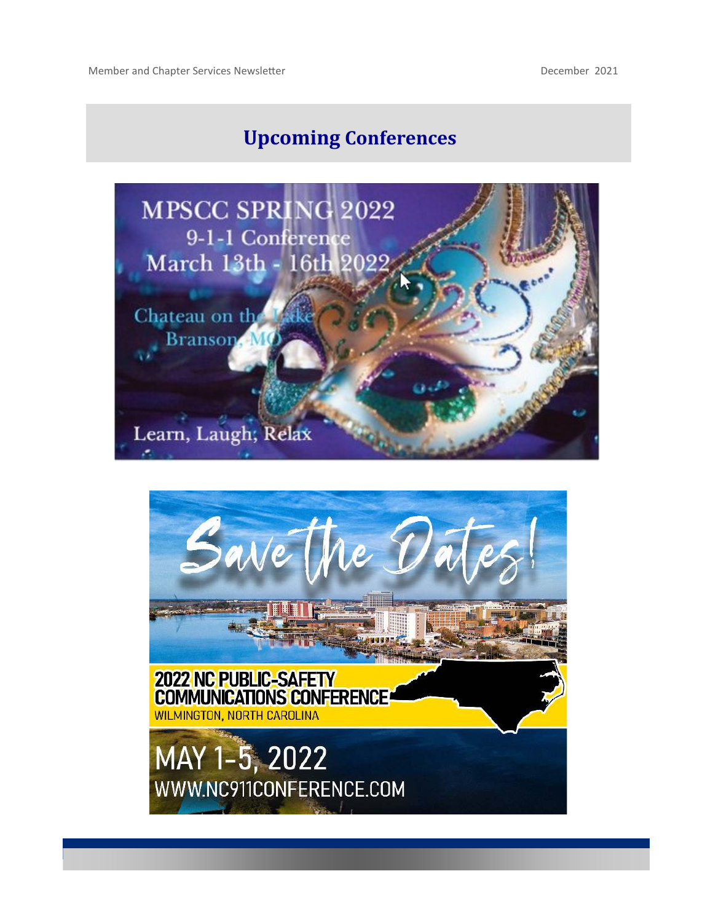## Upcoming Conferences

MPSCC SPRING 2022
9-1-1 Conference
March 13th - 16th 2022

Chateau on the Lake
Branson, MO

Learn, Laugh, Relax

Save the Dates!

2022 NC PUBLIC-SAFETY COMMUNICATIONS CONFERENCE
WILMINGTON, NORTH CAROLINA

MAY 1-5, 2022
WWW.NC911CONFERENCE.COM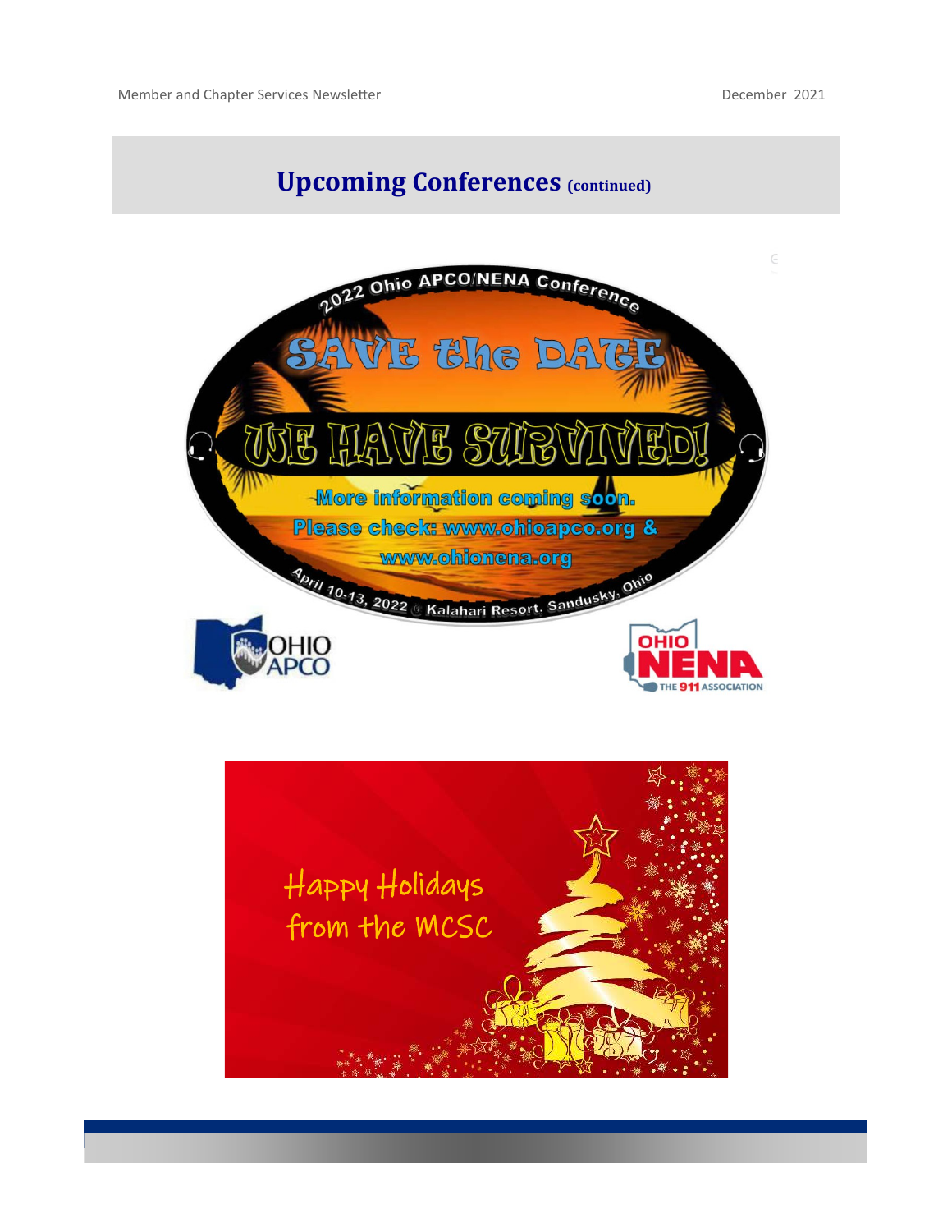## Upcoming Conferences (continued)

2022 Ohio APCO/NENA Conference

SAVE the DATE

WE HAVE SURVIVED!

More information coming soon.

Please check: www.ohioapco.org & www.ohionena.org

April 10-13, 2022 @ Kalahari Resort, Sandusky, Ohio

OHIO APCO

OHIO NENA THE 911 ASSOCIATION

Happy Holidays from the MCSC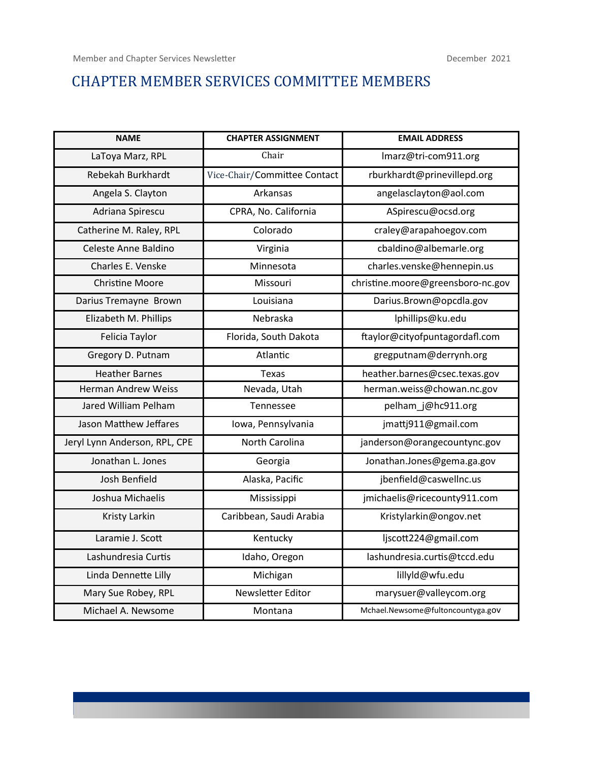# CHAPTER MEMBER SERVICES COMMITTEE MEMBERS

| NAME | CHAPTER ASSIGNMENT | EMAIL ADDRESS |
| --- | --- | --- |
| LaToya Marz, RPL | Chair | lmarz@tri-com911.org |
| Rebekah Burkhardt | Vice-Chair/Committee Contact | rburkhardt@prinevillepd.org |
| Angela S. Clayton | Arkansas | angelasclayton@aol.com |
| Adriana Spirescu | CPRA, No. California | ASpirescu@ocsd.org |
| Catherine M. Raley, RPL | Colorado | craley@arapahoegov.com |
| Celeste Anne Baldino | Virginia | cbaldino@albemarle.org |
| Charles E. Venske | Minnesota | charles.venske@hennepin.us |
| Christine Moore | Missouri | christine.moore@greensboro-nc.gov |
| Darius Tremayne Brown | Louisiana | Darius.Brown@opcdla.gov |
| Elizabeth M. Phillips | Nebraska | lphillips@ku.edu |
| Felicia Taylor | Florida, South Dakota | ftaylor@cityofpuntagordafl.com |
| Gregory D. Putnam | Atlantic | gregputnam@derrynh.org |
| Heather Barnes | Texas | heather.barnes@csec.texas.gov |
| Herman Andrew Weiss | Nevada, Utah | herman.weiss@chowan.nc.gov |
| Jared William Pelham | Tennessee | pelham_j@hc911.org |
| Jason Matthew Jeffares | Iowa, Pennsylvania | jmattj911@gmail.com |
| Jeryl Lynn Anderson, RPL, CPE | North Carolina | janderson@orangecountync.gov |
| Jonathan L. Jones | Georgia | Jonathan.Jones@gema.ga.gov |
| Josh Benfield | Alaska, Pacific | jbenfield@caswellnc.us |
| Joshua Michaelis | Mississippi | jmichaelis@ricecounty911.com |
| Kristy Larkin | Caribbean, Saudi Arabia | Kristylarkin@ongov.net |
| Laramie J. Scott | Kentucky | ljscott224@gmail.com |
| Lashundresia Curtis | Idaho, Oregon | lashundresia.curtis@tccd.edu |
| Linda Dennette Lilly | Michigan | lillyld@wfu.edu |
| Mary Sue Robey, RPL | Newsletter Editor | marysuer@valleycom.org |
| Michael A. Newsome | Montana | Mchael.Newsome@fultoncountyga.gov |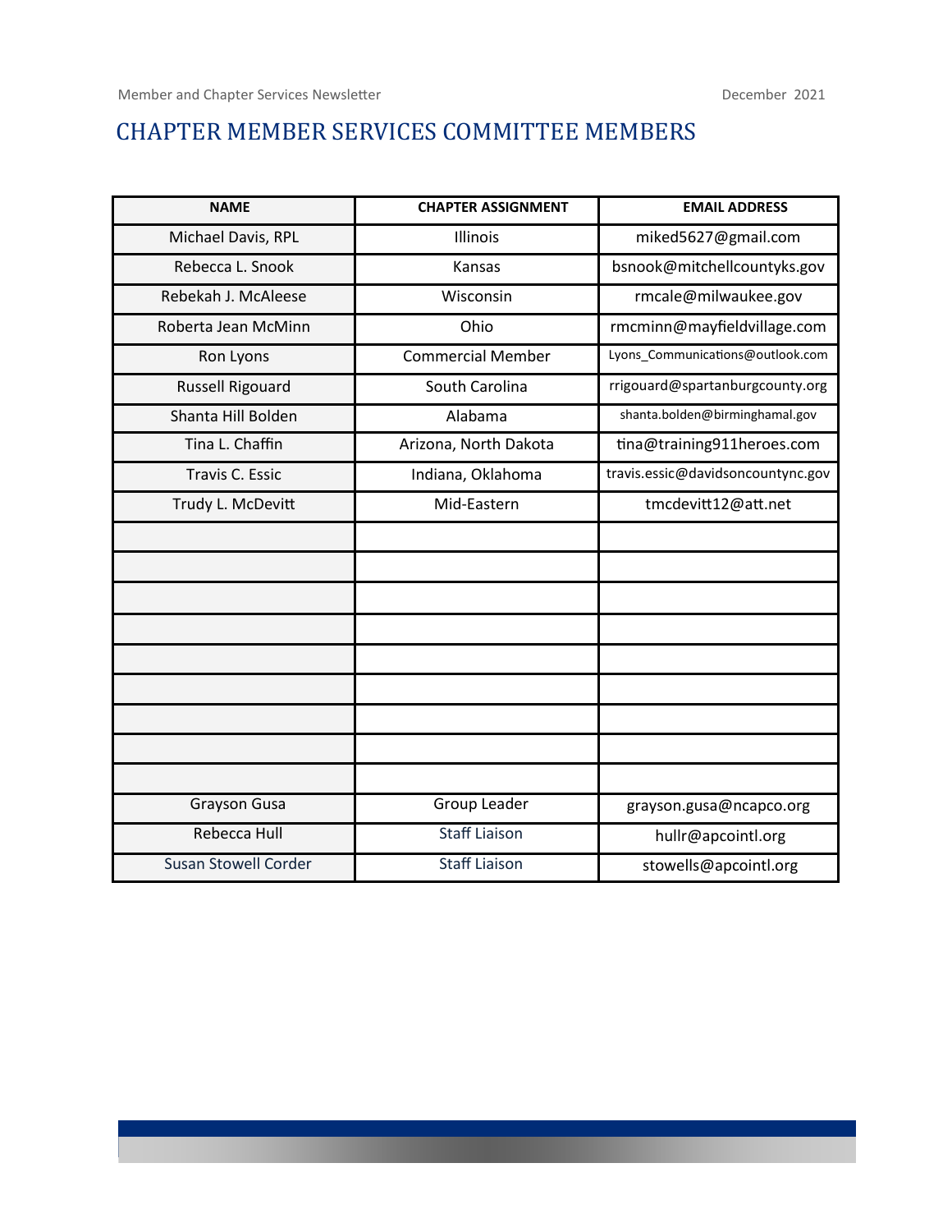## CHAPTER MEMBER SERVICES COMMITTEE MEMBERS

| NAME | CHAPTER ASSIGNMENT | EMAIL ADDRESS |
|---|---|---|
| Michael Davis, RPL | Illinois | miked5627@gmail.com |
| Rebecca L. Snook | Kansas | bsnook@mitchellcountyks.gov |
| Rebekah J. McAleese | Wisconsin | rmcale@milwaukee.gov |
| Roberta Jean McMinn | Ohio | rmcminn@mayfieldvillage.com |
| Ron Lyons | Commercial Member | Lyons_Communications@outlook.com |
| Russell Rigouard | South Carolina | rrigouard@spartanburgcounty.org |
| Shanta Hill Bolden | Alabama | shanta.bolden@birminghamal.gov |
| Tina L. Chaffin | Arizona, North Dakota | tina@training911heroes.com |
| Travis C. Essic | Indiana, Oklahoma | travis.essic@davidsoncountync.gov |
| Trudy L. McDevitt | Mid-Eastern | tmcdevitt12@att.net |
| | | |
| | | |
| | | |
| | | |
| | | |
| | | |
| | | |
| | | |
| | | |
| Grayson Gusa | Group Leader | grayson.gusa@ncapco.org |
| Rebecca Hull | Staff Liaison | hullr@apcointl.org |
| Susan Stowell Corder | Staff Liaison | stowells@apcointl.org |